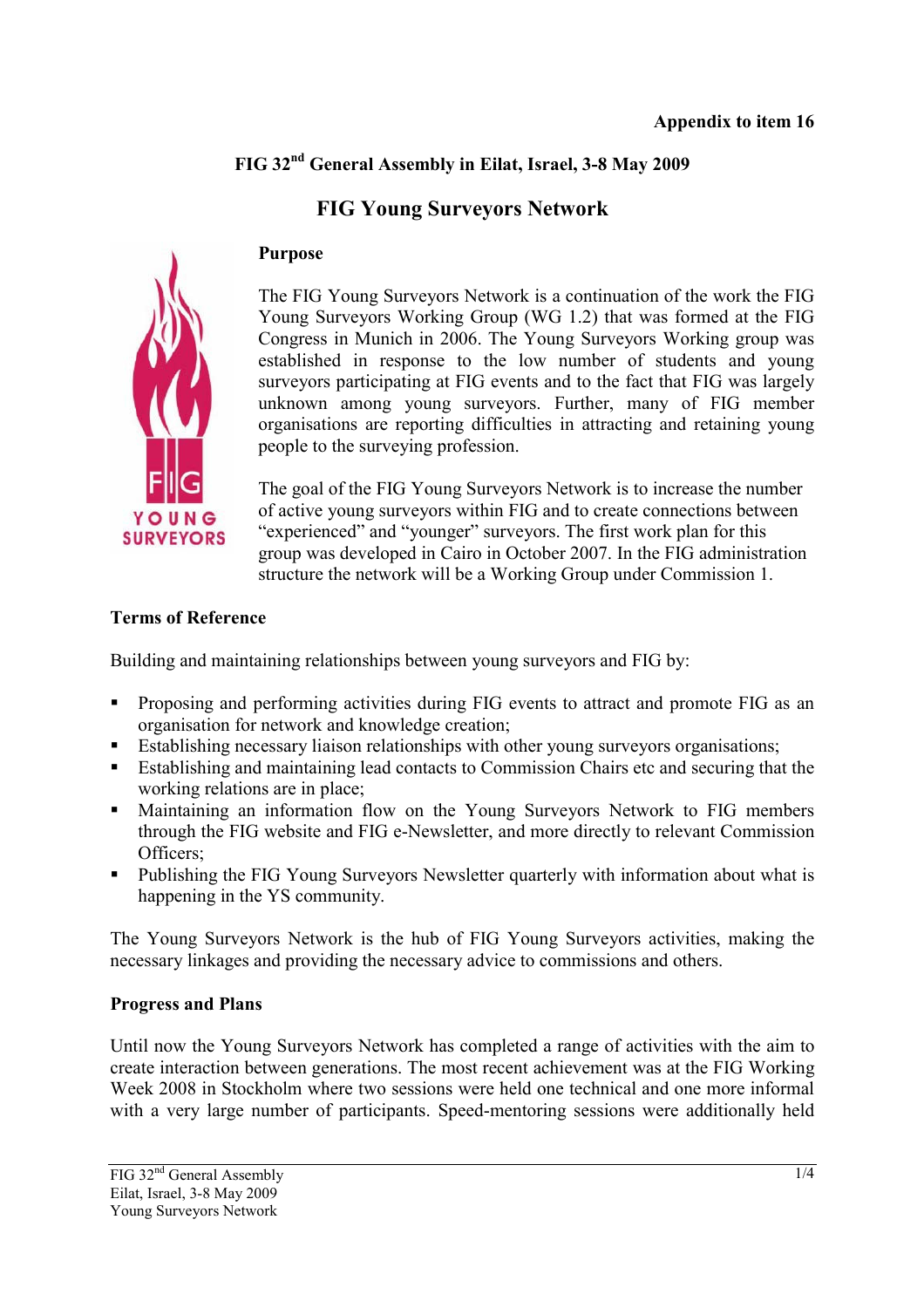**Appendix to item 16**

## FIG 32nd General Assembly in Eilat, Israel, 3-8 May 2009

# FIG Young Surveyors Network

### Purpose

The FIG Young Surveyors Network is a continuation of the work the FIG Young Surveyors Working Group (WG 1.2) that was formed at the FIG Congress in Munich in 2006. The Young Surveyors Working group was established in response to the low number of students and young surveyors participating at FIG events and to the fact that FIG was largely unknown among young surveyors. Further, many of FIG member organisations are reporting difficulties in attracting and retaining young people to the surveying profession.

The goal of the FIG Young Surveyors Network is to increase the number of active young surveyors within FIG and to create connections between "experienced" and "younger" surveyors. The first work plan for this group was developed in Cairo in October 2007. In the FIG administration structure the network will be a Working Group under Commission 1.

### Terms of Reference

Building and maintaining relationships between young surveyors and FIG by:

- Proposing and performing activities during FIG events to attract and promote FIG as an organisation for network and knowledge creation;
- Establishing necessary liaison relationships with other young surveyors organisations;
- Establishing and maintaining lead contacts to Commission Chairs etc and securing that the working relations are in place;
- Maintaining an information flow on the Young Surveyors Network to FIG members through the FIG website and FIG e-Newsletter, and more directly to relevant Commission Officers;
- Publishing the FIG Young Surveyors Newsletter quarterly with information about what is happening in the YS community.

The Young Surveyors Network is the hub of FIG Young Surveyors activities, making the necessary linkages and providing the necessary advice to commissions and others.

### Progress and Plans

Until now the Young Surveyors Network has completed a range of activities with the aim to create interaction between generations. The most recent achievement was at the FIG Working Week 2008 in Stockholm where two sessions were held one technical and one more informal with a very large number of participants. Speed-mentoring sessions were additionally held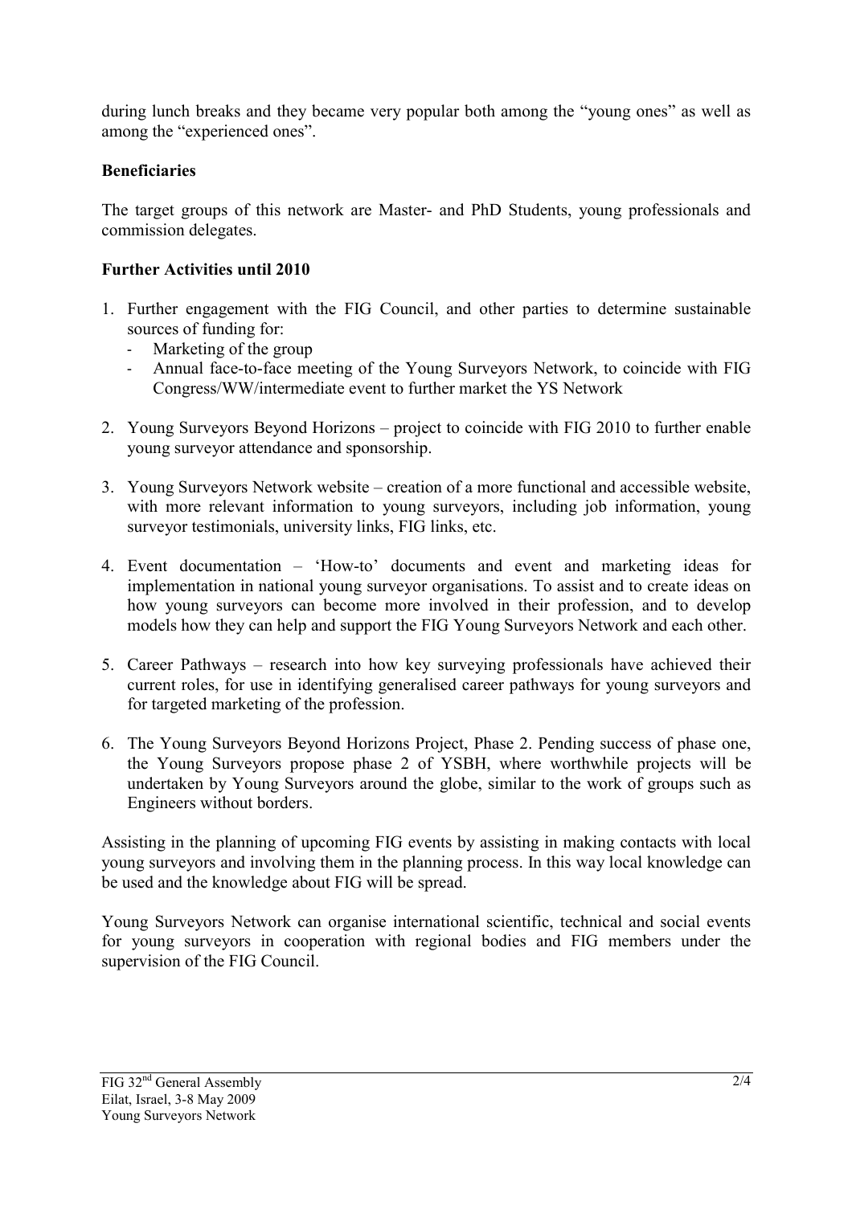during lunch breaks and they became very popular both among the "young ones" as well as among the "experienced ones".

**Beneficiaries**

The target groups of this network are Master- and PhD Students, young professionals and commission delegates.

**Further Activities until 2010**

1. Further engagement with the FIG Council, and other parties to determine sustainable sources of funding for:
   - Marketing of the group
   - Annual face-to-face meeting of the Young Surveyors Network, to coincide with FIG Congress/WW/intermediate event to further market the YS Network

2. Young Surveyors Beyond Horizons – project to coincide with FIG 2010 to further enable young surveyor attendance and sponsorship.

3. Young Surveyors Network website – creation of a more functional and accessible website, with more relevant information to young surveyors, including job information, young surveyor testimonials, university links, FIG links, etc.

4. Event documentation – 'How-to' documents and event and marketing ideas for implementation in national young surveyor organisations. To assist and to create ideas on how young surveyors can become more involved in their profession, and to develop models how they can help and support the FIG Young Surveyors Network and each other.

5. Career Pathways – research into how key surveying professionals have achieved their current roles, for use in identifying generalised career pathways for young surveyors and for targeted marketing of the profession.

6. The Young Surveyors Beyond Horizons Project, Phase 2. Pending success of phase one, the Young Surveyors propose phase 2 of YSBH, where worthwhile projects will be undertaken by Young Surveyors around the globe, similar to the work of groups such as Engineers without borders.

Assisting in the planning of upcoming FIG events by assisting in making contacts with local young surveyors and involving them in the planning process. In this way local knowledge can be used and the knowledge about FIG will be spread.

Young Surveyors Network can organise international scientific, technical and social events for young surveyors in cooperation with regional bodies and FIG members under the supervision of the FIG Council.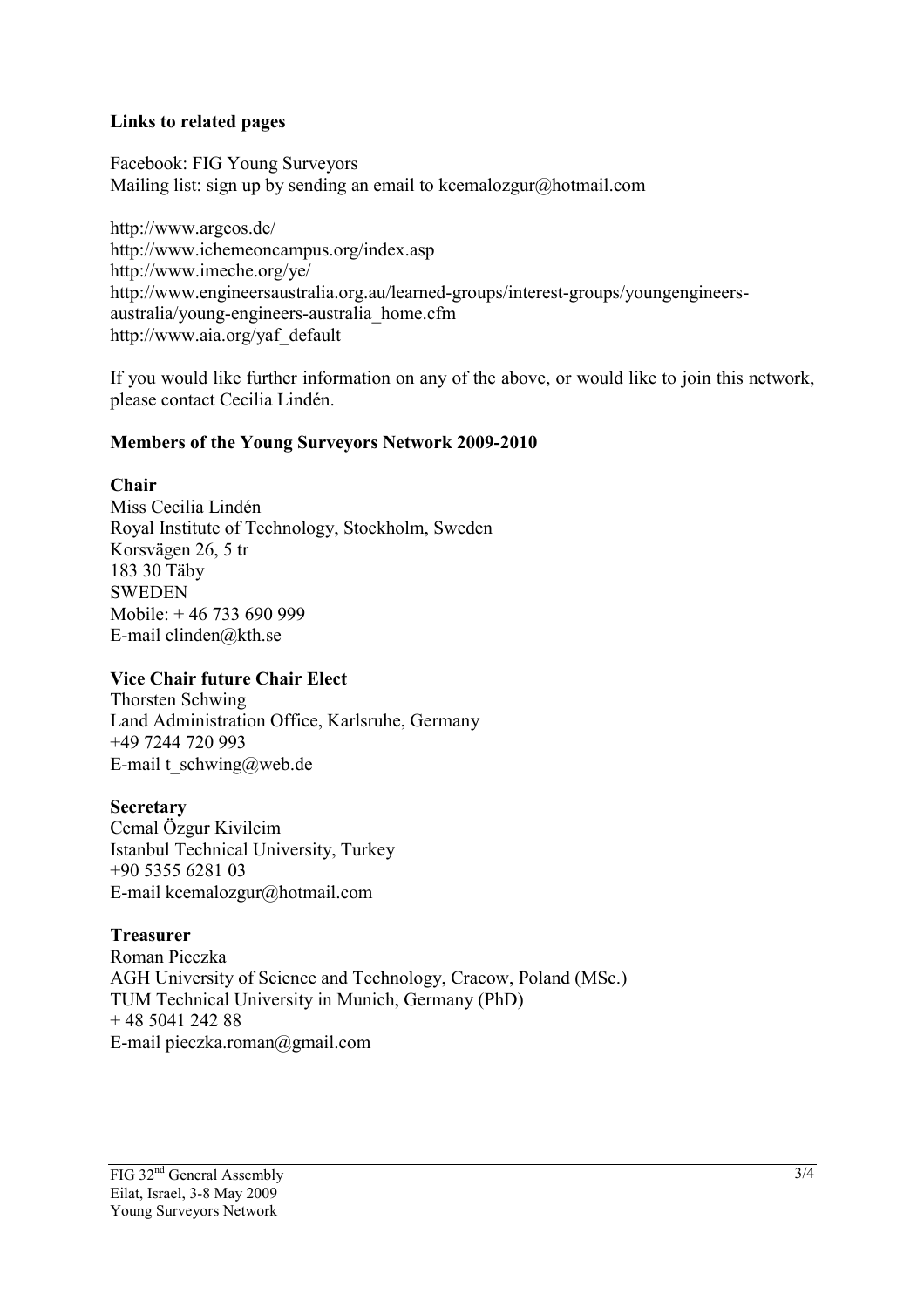**Links to related pages**

Facebook: FIG Young Surveyors
Mailing list: sign up by sending an email to kcemalozgur@hotmail.com

http://www.argeos.de/
http://www.ichemeoncampus.org/index.asp
http://www.imeche.org/ye/
http://www.engineersaustralia.org.au/learned-groups/interest-groups/youngengineers-australia/young-engineers-australia_home.cfm
http://www.aia.org/yaf_default

If you would like further information on any of the above, or would like to join this network, please contact Cecilia Lindén.

**Members of the Young Surveyors Network 2009-2010**

**Chair**
Miss Cecilia Lindén
Royal Institute of Technology, Stockholm, Sweden
Korsvägen 26, 5 tr
183 30 Täby
SWEDEN
Mobile: + 46 733 690 999
E-mail clinden@kth.se

**Vice Chair future Chair Elect**
Thorsten Schwing
Land Administration Office, Karlsruhe, Germany
+49 7244 720 993
E-mail t_schwing@web.de

**Secretary**
Cemal Özgur Kivilcim
Istanbul Technical University, Turkey
+90 5355 6281 03
E-mail kcemalozgur@hotmail.com

**Treasurer**
Roman Pieczka
AGH University of Science and Technology, Cracow, Poland (MSc.)
TUM Technical University in Munich, Germany (PhD)
+ 48 5041 242 88
E-mail pieczka.roman@gmail.com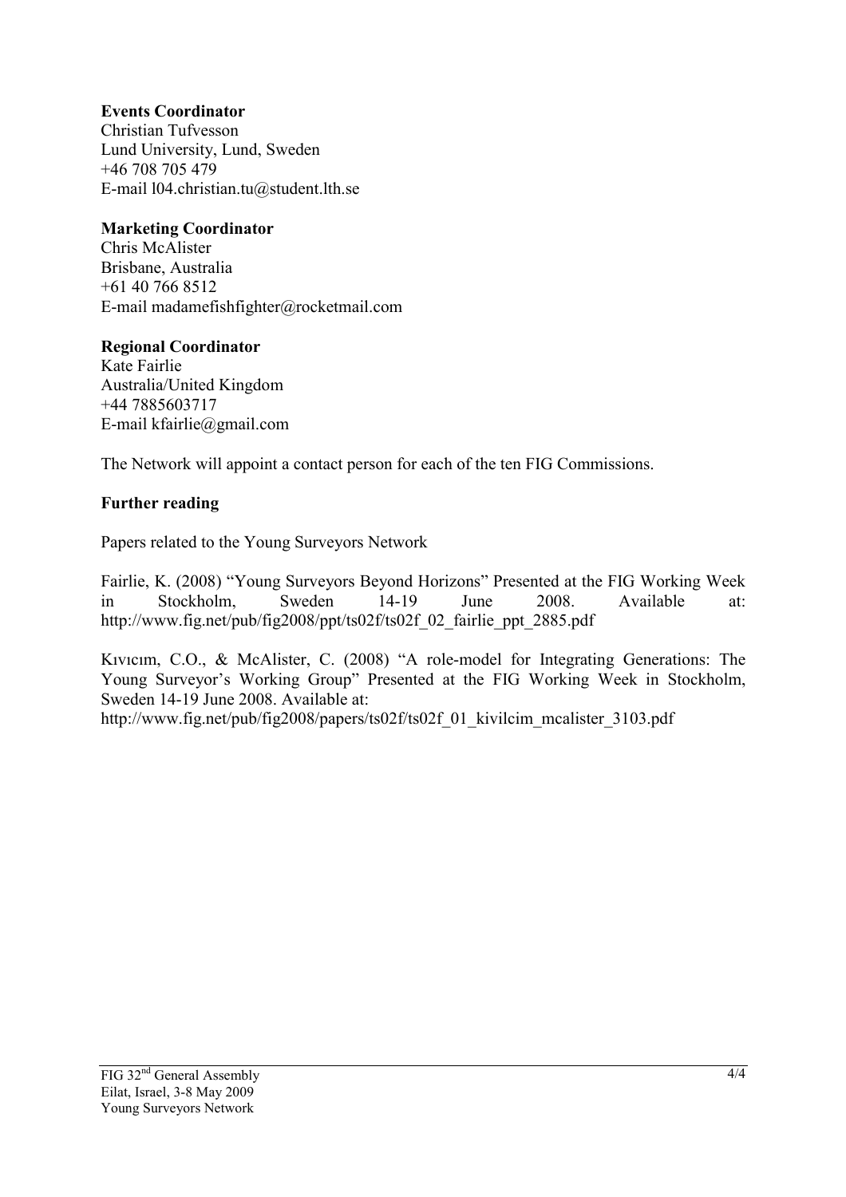**Events Coordinator**
Christian Tufvesson
Lund University, Lund, Sweden
+46 708 705 479
E-mail l04.christian.tu@student.lth.se

**Marketing Coordinator**
Chris McAlister
Brisbane, Australia
+61 40 766 8512
E-mail madamefishfighter@rocketmail.com

**Regional Coordinator**
Kate Fairlie
Australia/United Kingdom
+44 7885603717
E-mail kfairlie@gmail.com

The Network will appoint a contact person for each of the ten FIG Commissions.

**Further reading**

Papers related to the Young Surveyors Network

Fairlie, K. (2008) "Young Surveyors Beyond Horizons" Presented at the FIG Working Week in Stockholm, Sweden 14-19 June 2008. Available at: http://www.fig.net/pub/fig2008/ppt/ts02f/ts02f_02_fairlie_ppt_2885.pdf

Kıvıcım, C.O., & McAlister, C. (2008) "A role-model for Integrating Generations: The Young Surveyor's Working Group" Presented at the FIG Working Week in Stockholm, Sweden 14-19 June 2008. Available at: http://www.fig.net/pub/fig2008/papers/ts02f/ts02f_01_kivilcim_mcalister_3103.pdf